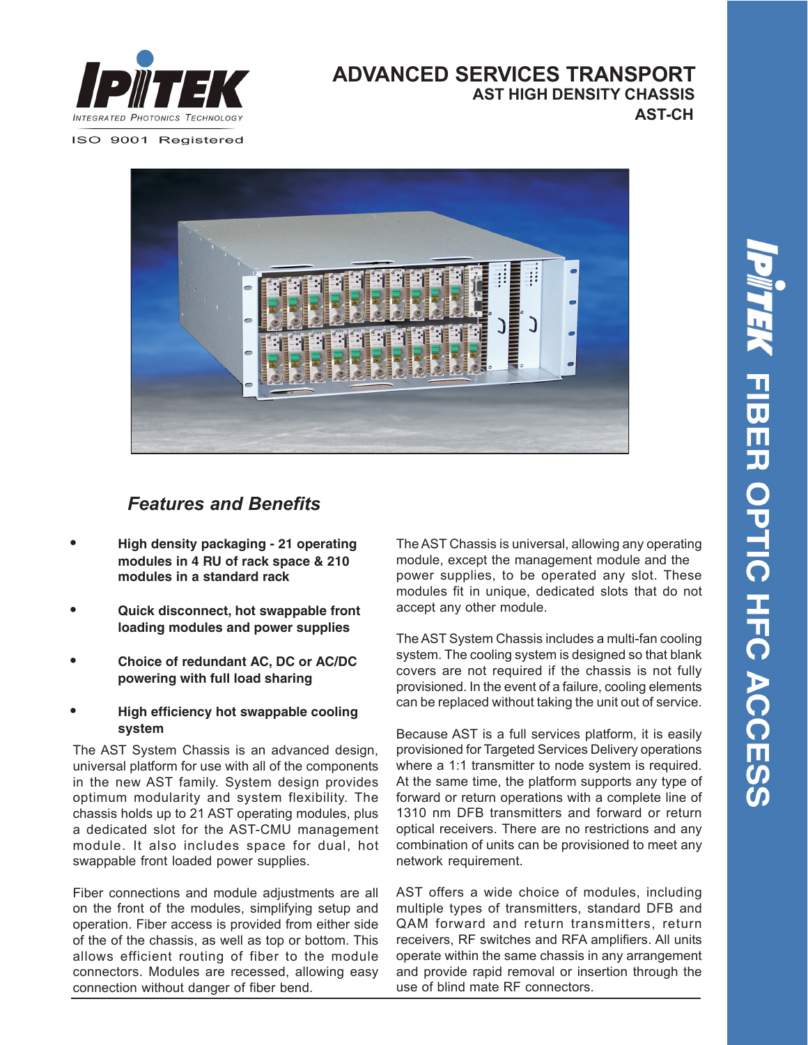IPITEK

INTEGRATED PHOTONICS TECHNOLOGY

ISO 9001 Registered

# ADVANCED SERVICES TRANSPORT

## AST HIGH DENSITY CHASSIS

## AST-CH

## *Features and Benefits*

- **High density packaging - 21 operating modules in 4 RU of rack space & 210 modules in a standard rack**
- **Quick disconnect, hot swappable front loading modules and power supplies**
- **Choice of redundant AC, DC or AC/DC powering with full load sharing**
- **High efficiency hot swappable cooling system**

The AST System Chassis is an advanced design, universal platform for use with all of the components in the new AST family. System design provides optimum modularity and system flexibility. The chassis holds up to 21 AST operating modules, plus a dedicated slot for the AST-CMU management module. It also includes space for dual, hot swappable front loaded power supplies.

Fiber connections and module adjustments are all on the front of the modules, simplifying setup and operation. Fiber access is provided from either side of the chassis, as well as top or bottom. This allows efficient routing of fiber to the module connectors. Modules are recessed, allowing easy connection without danger of fiber bend.

The AST Chassis is universal, allowing any operating module, except the management module and the power supplies, to be operated any slot. These modules fit in unique, dedicated slots that do not accept any other module.

The AST System Chassis includes a multi-fan cooling system. The cooling system is designed so that blank covers are not required if the chassis is not fully provisioned. In the event of a failure, cooling elements can be replaced without taking the unit out of service.

Because AST is a full services platform, it is easily provisioned for Targeted Services Delivery operations where a 1:1 transmitter to node system is required. At the same time, the platform supports any type of forward or return operations with a complete line of 1310 nm DFB transmitters and forward or return optical receivers. There are no restrictions and any combination of units can be provisioned to meet any network requirement.

AST offers a wide choice of modules, including multiple types of transmitters, standard DFB and QAM forward and return transmitters, return receivers, RF switches and RFA amplifiers. All units operate within the same chassis in any arrangement and provide rapid removal or insertion through the use of blind mate RF connectors.

IPITEK FIBER OPTIC HFC ACCESS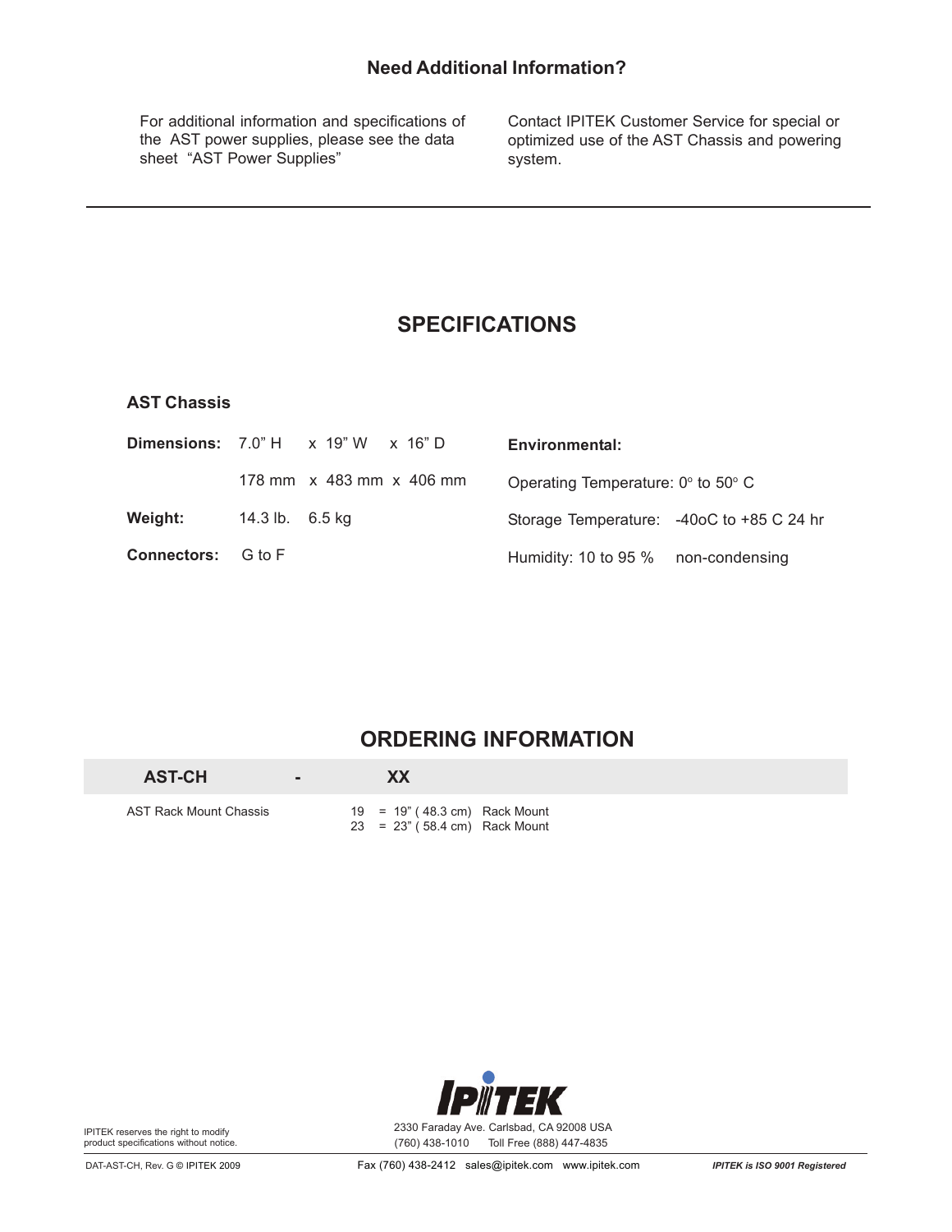## Need Additional Information?

For additional information and specifications of the AST power supplies, please see the data sheet "AST Power Supplies"

Contact IPITEK Customer Service for special or optimized use of the AST Chassis and powering system.

---

## SPECIFICATIONS

### AST Chassis

**Dimensions:** 7.0" H x 19" W x 16" D

178 mm x 483 mm x 406 mm

**Weight:** 14.3 lb. 6.5 kg

**Connectors:** G to F

**Environmental:**

Operating Temperature: 0° to 50° C

Storage Temperature: -40oC to +85 C 24 hr

Humidity: 10 to 95 % non-condensing

## ORDERING INFORMATION

| AST-CH | - | XX |
|---|---|---|
| AST Rack Mount Chassis | | 19 = 19" ( 48.3 cm) Rack Mount<br>23 = 23" ( 58.4 cm) Rack Mount |

IPITEK

2330 Faraday Ave. Carlsbad, CA 92008 USA
(760) 438-1010 Toll Free (888) 447-4835
Fax (760) 438-2412 sales@ipitek.com www.ipitek.com

IPITEK reserves the right to modify product specifications without notice.

DAT-AST-CH, Rev. G © IPITEK 2009

*IPITEK is ISO 9001 Registered*